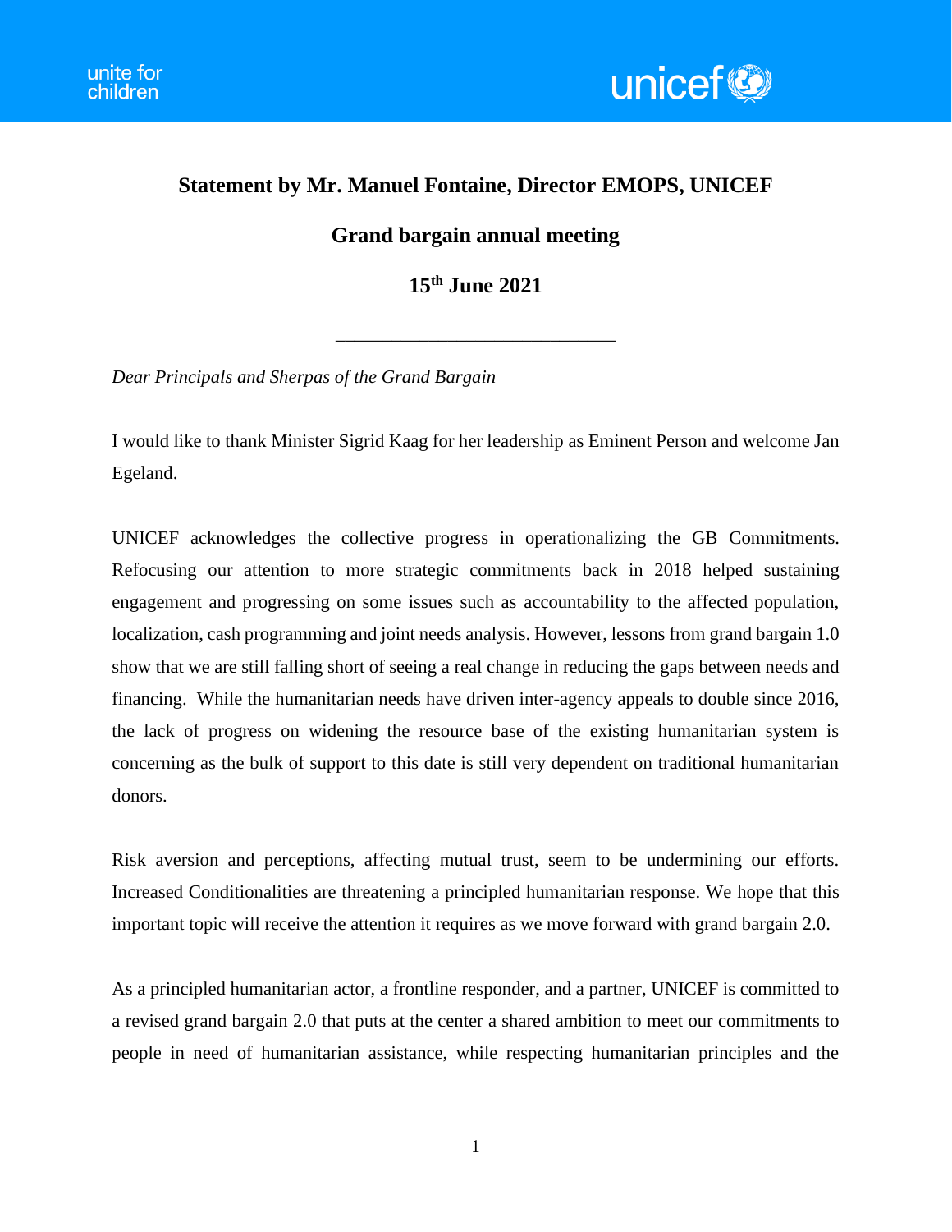**Statement by Mr. Manuel Fontaine, Director EMOPS, UNICEF**

**Grand bargain annual meeting**

**15th June 2021**

---

*Dear Principals and Sherpas of the Grand Bargain*

I would like to thank Minister Sigrid Kaag for her leadership as Eminent Person and welcome Jan Egeland.

UNICEF acknowledges the collective progress in operationalizing the GB Commitments. Refocusing our attention to more strategic commitments back in 2018 helped sustaining engagement and progressing on some issues such as accountability to the affected population, localization, cash programming and joint needs analysis. However, lessons from grand bargain 1.0 show that we are still falling short of seeing a real change in reducing the gaps between needs and financing. While the humanitarian needs have driven inter-agency appeals to double since 2016, the lack of progress on widening the resource base of the existing humanitarian system is concerning as the bulk of support to this date is still very dependent on traditional humanitarian donors.

Risk aversion and perceptions, affecting mutual trust, seem to be undermining our efforts. Increased Conditionalities are threatening a principled humanitarian response. We hope that this important topic will receive the attention it requires as we move forward with grand bargain 2.0.

As a principled humanitarian actor, a frontline responder, and a partner, UNICEF is committed to a revised grand bargain 2.0 that puts at the center a shared ambition to meet our commitments to people in need of humanitarian assistance, while respecting humanitarian principles and the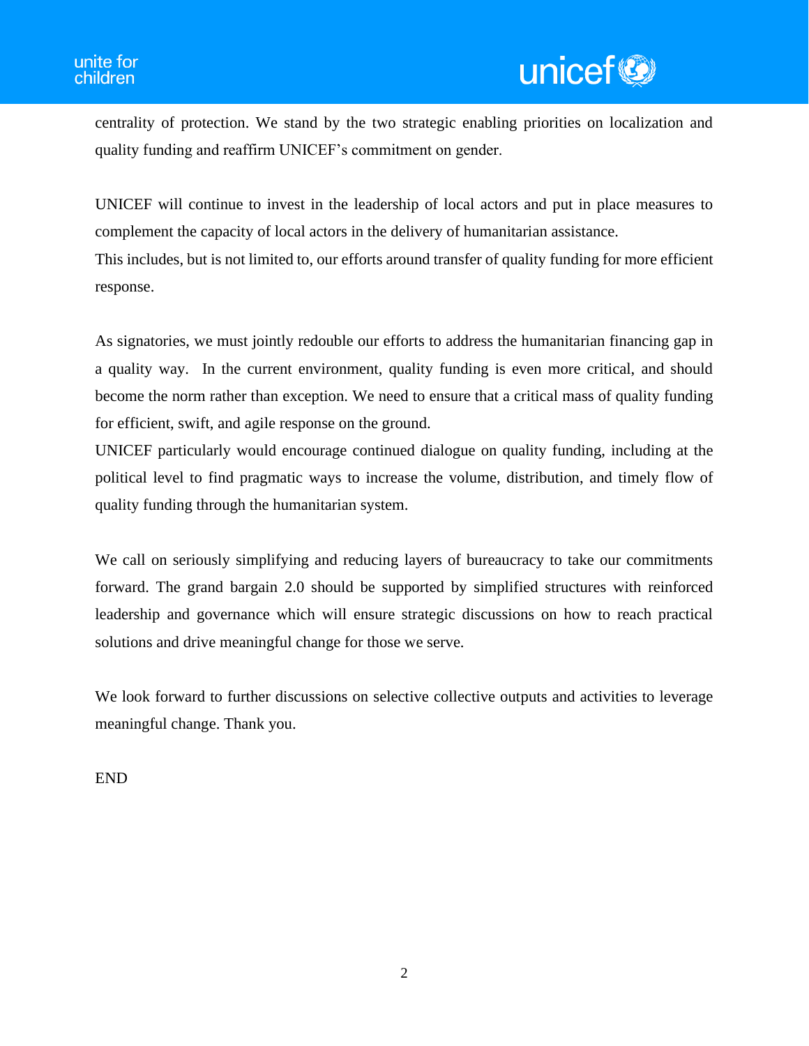centrality of protection. We stand by the two strategic enabling priorities on localization and quality funding and reaffirm UNICEF's commitment on gender.

UNICEF will continue to invest in the leadership of local actors and put in place measures to complement the capacity of local actors in the delivery of humanitarian assistance.
This includes, but is not limited to, our efforts around transfer of quality funding for more efficient response.

As signatories, we must jointly redouble our efforts to address the humanitarian financing gap in a quality way. In the current environment, quality funding is even more critical, and should become the norm rather than exception. We need to ensure that a critical mass of quality funding for efficient, swift, and agile response on the ground.
UNICEF particularly would encourage continued dialogue on quality funding, including at the political level to find pragmatic ways to increase the volume, distribution, and timely flow of quality funding through the humanitarian system.

We call on seriously simplifying and reducing layers of bureaucracy to take our commitments forward. The grand bargain 2.0 should be supported by simplified structures with reinforced leadership and governance which will ensure strategic discussions on how to reach practical solutions and drive meaningful change for those we serve.

We look forward to further discussions on selective collective outputs and activities to leverage meaningful change. Thank you.

END